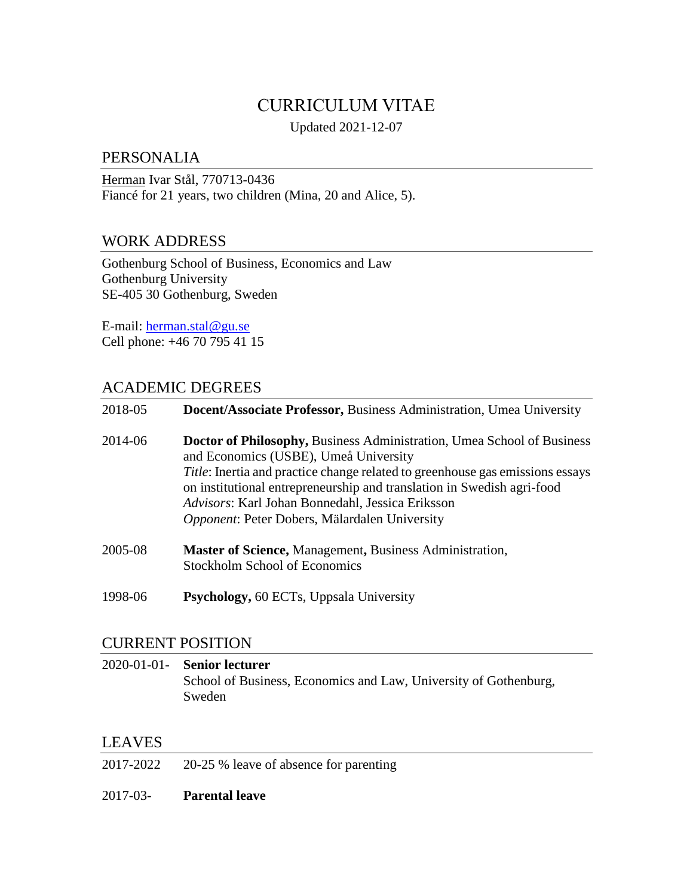# CURRICULUM VITAE

Updated 2021-12-07

## PERSONALIA

Herman Ivar Stål, 770713-0436
Fiancé for 21 years, two children (Mina, 20 and Alice, 5).

## WORK ADDRESS

Gothenburg School of Business, Economics and Law
Gothenburg University
SE-405 30 Gothenburg, Sweden

E-mail: herman.stal@gu.se
Cell phone: +46 70 795 41 15

## ACADEMIC DEGREES

2018-05 **Docent/Associate Professor,** Business Administration, Umea University

2014-06 **Doctor of Philosophy,** Business Administration, Umea School of Business and Economics (USBE), Umeå University
*Title*: Inertia and practice change related to greenhouse gas emissions essays on institutional entrepreneurship and translation in Swedish agri-food
*Advisors*: Karl Johan Bonnedahl, Jessica Eriksson
*Opponent*: Peter Dobers, Mälardalen University

2005-08 **Master of Science,** Management**,** Business Administration, Stockholm School of Economics

1998-06 **Psychology,** 60 ECTs, Uppsala University

## CURRENT POSITION

2020-01-01- **Senior lecturer**
School of Business, Economics and Law, University of Gothenburg, Sweden

## LEAVES

2017-2022 20-25 % leave of absence for parenting

2017-03- **Parental leave**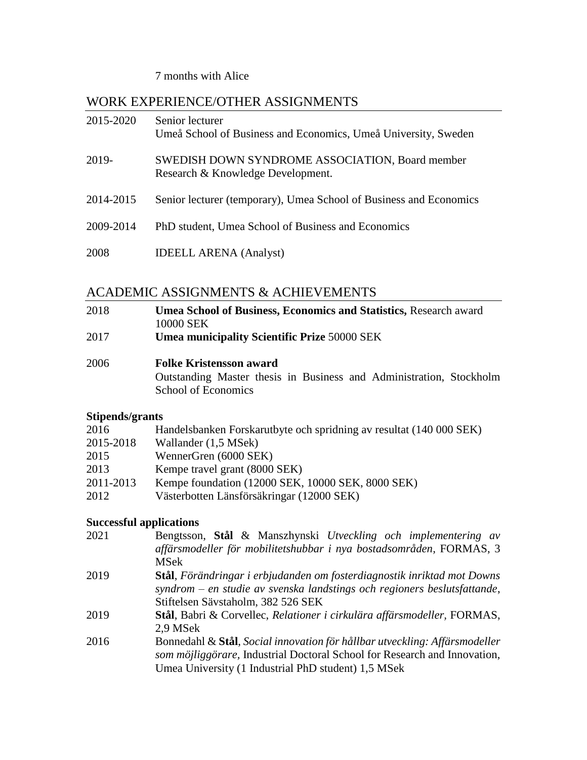7 months with Alice

## WORK EXPERIENCE/OTHER ASSIGNMENTS

| | |
|---|---|
| 2015-2020 | Senior lecturer<br>Umeå School of Business and Economics, Umeå University, Sweden |
| 2019- | SWEDISH DOWN SYNDROME ASSOCIATION, Board member<br>Research & Knowledge Development. |
| 2014-2015 | Senior lecturer (temporary), Umea School of Business and Economics |
| 2009-2014 | PhD student, Umea School of Business and Economics |
| 2008 | IDEELL ARENA (Analyst) |

## ACADEMIC ASSIGNMENTS & ACHIEVEMENTS

| | |
|---|---|
| 2018 | **Umea School of Business, Economics and Statistics,** Research award 10000 SEK |
| 2017 | **Umea municipality Scientific Prize** 50000 SEK |
| 2006 | **Folke Kristensson award**<br>Outstanding Master thesis in Business and Administration, Stockholm School of Economics |

### Stipends/grants

| | |
|---|---|
| 2016 | Handelsbanken Forskarutbyte och spridning av resultat (140 000 SEK) |
| 2015-2018 | Wallander (1,5 MSek) |
| 2015 | WennerGren (6000 SEK) |
| 2013 | Kempe travel grant (8000 SEK) |
| 2011-2013 | Kempe foundation (12000 SEK, 10000 SEK, 8000 SEK) |
| 2012 | Västerbotten Länsförsäkringar (12000 SEK) |

### Successful applications

| | |
|---|---|
| 2021 | Bengtsson, **Stål** & Manszhynski *Utveckling och implementering av affärsmodeller för mobilitetshubbar i nya bostadsområden*, FORMAS, 3 MSek |
| 2019 | **Stål**, *Förändringar i erbjudanden om fosterdiagnostik inriktad mot Downs syndrom – en studie av svenska landstings och regioners beslutsfattande*, Stiftelsen Sävstaholm, 382 526 SEK |
| 2019 | **Stål**, Babri & Corvellec, *Relationer i cirkulära affärsmodeller,* FORMAS, 2,9 MSek |
| 2016 | Bonnedahl & **Stål**, *Social innovation för hållbar utveckling: Affärsmodeller som möjliggörare,* Industrial Doctoral School for Research and Innovation, Umea University (1 Industrial PhD student) 1,5 MSek |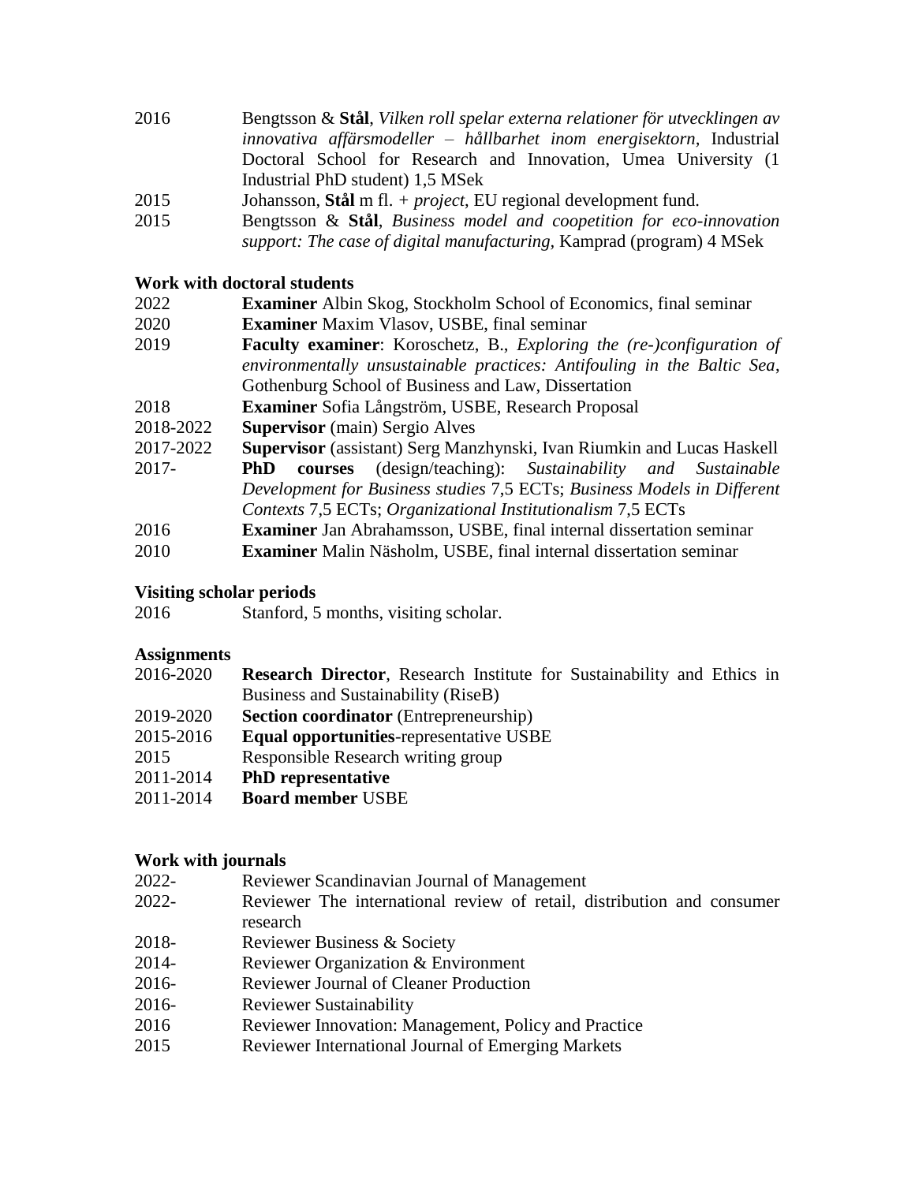2016 Bengtsson & **Stål**, *Vilken roll spelar externa relationer för utvecklingen av innovativa affärsmodeller – hållbarhet inom energisektorn*, Industrial Doctoral School for Research and Innovation, Umea University (1 Industrial PhD student) 1,5 MSek

2015 Johansson, **Stål** m fl. + *project*, EU regional development fund.

2015 Bengtsson & **Stål**, *Business model and coopetition for eco-innovation support: The case of digital manufacturing*, Kamprad (program) 4 MSek

### Work with doctoral students

| | |
|---|---|
| 2022 | **Examiner** Albin Skog, Stockholm School of Economics, final seminar |
| 2020 | **Examiner** Maxim Vlasov, USBE, final seminar |
| 2019 | **Faculty examiner**: Koroschetz, B., *Exploring the (re-)configuration of environmentally unsustainable practices: Antifouling in the Baltic Sea*, Gothenburg School of Business and Law, Dissertation |
| 2018 | **Examiner** Sofia Långström, USBE, Research Proposal |
| 2018-2022 | **Supervisor** (main) Sergio Alves |
| 2017-2022 | **Supervisor** (assistant) Serg Manzhynski, Ivan Riumkin and Lucas Haskell |
| 2017- | **PhD courses** (design/teaching): *Sustainability and Sustainable Development for Business studies* 7,5 ECTs; *Business Models in Different Contexts* 7,5 ECTs; *Organizational Institutionalism* 7,5 ECTs |
| 2016 | **Examiner** Jan Abrahamsson, USBE, final internal dissertation seminar |
| 2010 | **Examiner** Malin Näsholm, USBE, final internal dissertation seminar |

### Visiting scholar periods

2016 Stanford, 5 months, visiting scholar.

### Assignments

| | |
|---|---|
| 2016-2020 | **Research Director**, Research Institute for Sustainability and Ethics in Business and Sustainability (RiseB) |
| 2019-2020 | **Section coordinator** (Entrepreneurship) |
| 2015-2016 | **Equal opportunities**-representative USBE |
| 2015 | Responsible Research writing group |
| 2011-2014 | **PhD representative** |
| 2011-2014 | **Board member** USBE |

### Work with journals

| | |
|---|---|
| 2022- | Reviewer Scandinavian Journal of Management |
| 2022- | Reviewer The international review of retail, distribution and consumer research |
| 2018- | Reviewer Business & Society |
| 2014- | Reviewer Organization & Environment |
| 2016- | Reviewer Journal of Cleaner Production |
| 2016- | Reviewer Sustainability |
| 2016 | Reviewer Innovation: Management, Policy and Practice |
| 2015 | Reviewer International Journal of Emerging Markets |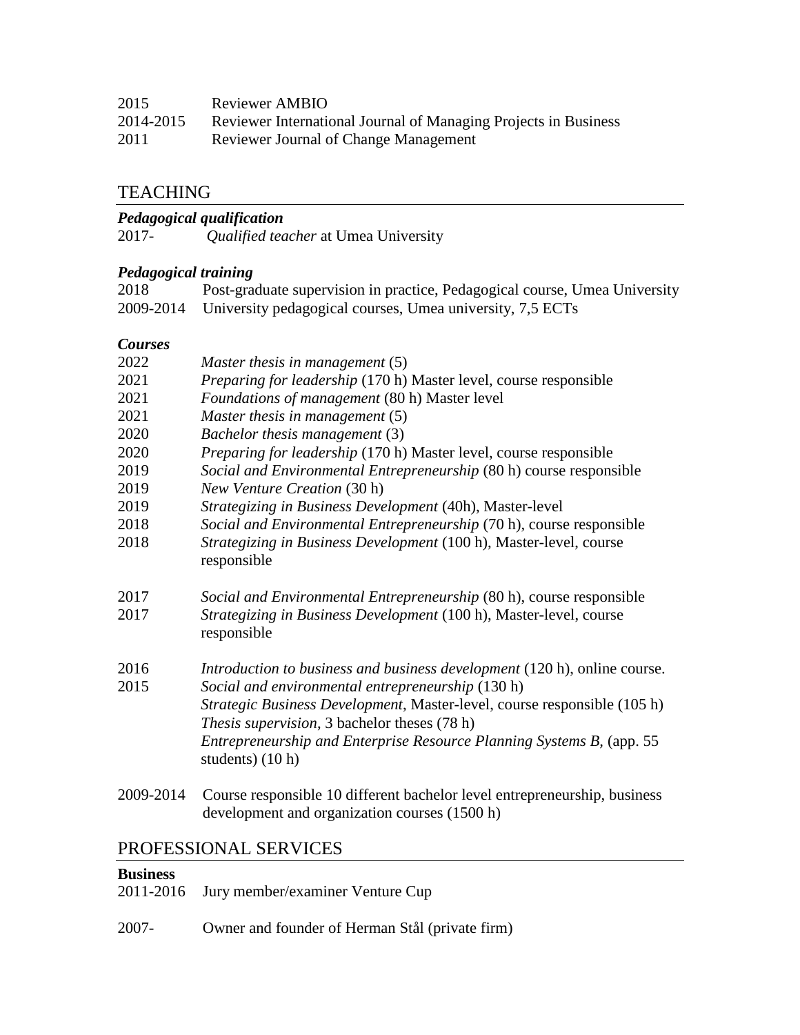2015 Reviewer AMBIO
2014-2015 Reviewer International Journal of Managing Projects in Business
2011 Reviewer Journal of Change Management

## TEACHING

***Pedagogical qualification***

2017- *Qualified teacher* at Umea University

***Pedagogical training***

2018 Post-graduate supervision in practice, Pedagogical course, Umea University
2009-2014 University pedagogical courses, Umea university, 7,5 ECTs

***Courses***

2022 *Master thesis in management* (5)
2021 *Preparing for leadership* (170 h) Master level, course responsible
2021 *Foundations of management* (80 h) Master level
2021 *Master thesis in management* (5)
2020 *Bachelor thesis management* (3)
2020 *Preparing for leadership* (170 h) Master level, course responsible
2019 *Social and Environmental Entrepreneurship* (80 h) course responsible
2019 *New Venture Creation* (30 h)
2019 *Strategizing in Business Development* (40h), Master-level
2018 *Social and Environmental Entrepreneurship* (70 h), course responsible
2018 *Strategizing in Business Development* (100 h), Master-level, course responsible

2017 *Social and Environmental Entrepreneurship* (80 h), course responsible
2017 *Strategizing in Business Development* (100 h), Master-level, course responsible

2016 *Introduction to business and business development* (120 h), online course.
2015 *Social and environmental entrepreneurship* (130 h)
*Strategic Business Development*, Master-level, course responsible (105 h)
*Thesis supervision*, 3 bachelor theses (78 h)
*Entrepreneurship and Enterprise Resource Planning Systems B,* (app. 55 students) (10 h)

2009-2014 Course responsible 10 different bachelor level entrepreneurship, business development and organization courses (1500 h)

## PROFESSIONAL SERVICES

**Business**

2011-2016 Jury member/examiner Venture Cup

2007- Owner and founder of Herman Stål (private firm)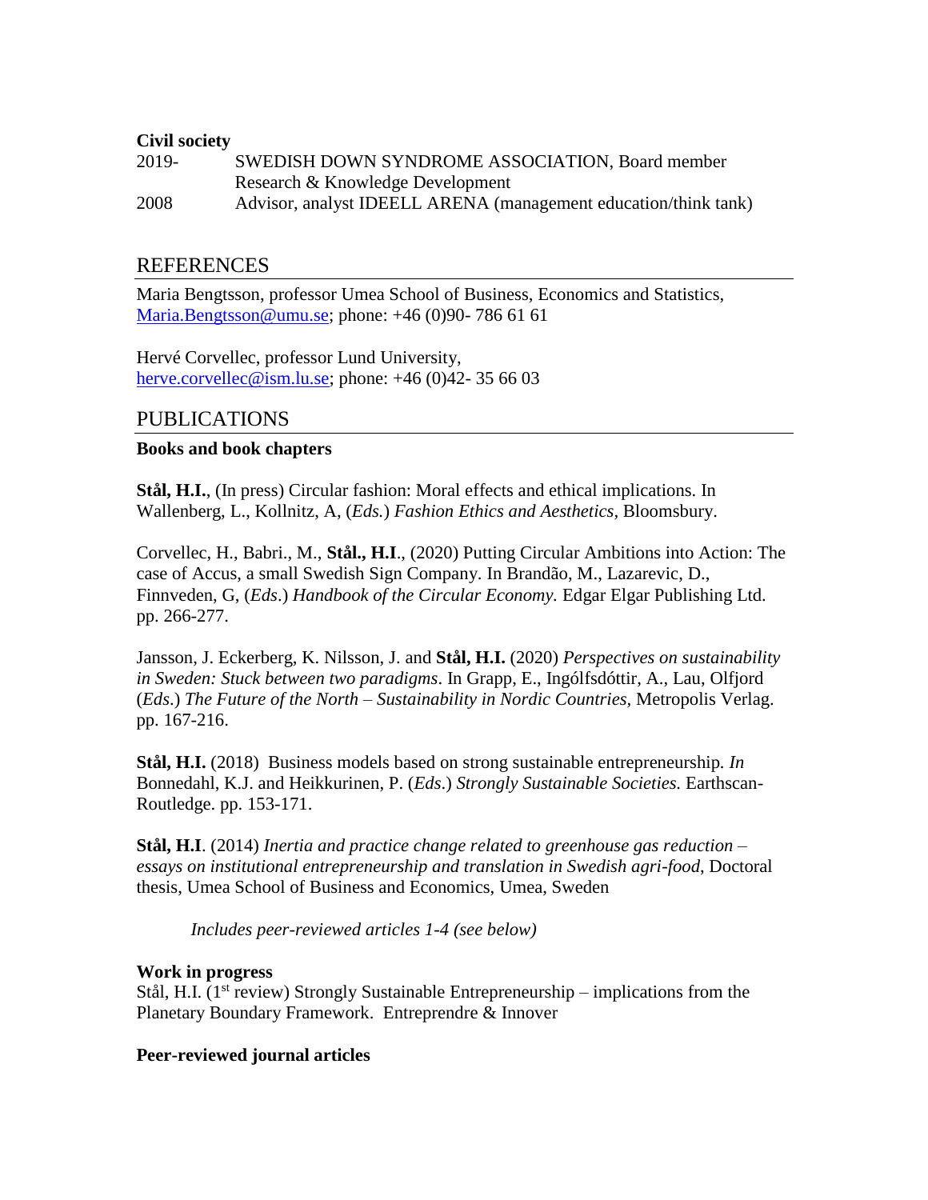**Civil society**

2019- SWEDISH DOWN SYNDROME ASSOCIATION, Board member Research & Knowledge Development

2008 Advisor, analyst IDEELL ARENA (management education/think tank)

## REFERENCES

Maria Bengtsson, professor Umea School of Business, Economics and Statistics, Maria.Bengtsson@umu.se; phone: +46 (0)90- 786 61 61

Hervé Corvellec, professor Lund University, herve.corvellec@ism.lu.se; phone: +46 (0)42- 35 66 03

## PUBLICATIONS

**Books and book chapters**

**Stål, H.I.**, (In press) Circular fashion: Moral effects and ethical implications. In Wallenberg, L., Kollnitz, A, (*Eds.*) *Fashion Ethics and Aesthetics*, Bloomsbury.

Corvellec, H., Babri., M., **Stål., H.I**., (2020) Putting Circular Ambitions into Action: The case of Accus, a small Swedish Sign Company. In Brandão, M., Lazarevic, D., Finnveden, G, (*Eds*.) *Handbook of the Circular Economy.* Edgar Elgar Publishing Ltd. pp. 266-277.

Jansson, J. Eckerberg, K. Nilsson, J. and **Stål, H.I.** (2020) *Perspectives on sustainability in Sweden: Stuck between two paradigms*. In Grapp, E., Ingólfsdóttir, A., Lau, Olfjord (*Eds*.) *The Future of the North – Sustainability in Nordic Countries*, Metropolis Verlag. pp. 167-216.

**Stål, H.I.** (2018) Business models based on strong sustainable entrepreneurship. *In* Bonnedahl, K.J. and Heikkurinen, P. (*Eds*.) *Strongly Sustainable Societies.* Earthscan-Routledge. pp. 153-171.

**Stål, H.I**. (2014) *Inertia and practice change related to greenhouse gas reduction – essays on institutional entrepreneurship and translation in Swedish agri-food*, Doctoral thesis, Umea School of Business and Economics, Umea, Sweden

*Includes peer-reviewed articles 1-4 (see below)*

**Work in progress**

Stål, H.I. (1st review) Strongly Sustainable Entrepreneurship – implications from the Planetary Boundary Framework. Entreprendre & Innover

**Peer-reviewed journal articles**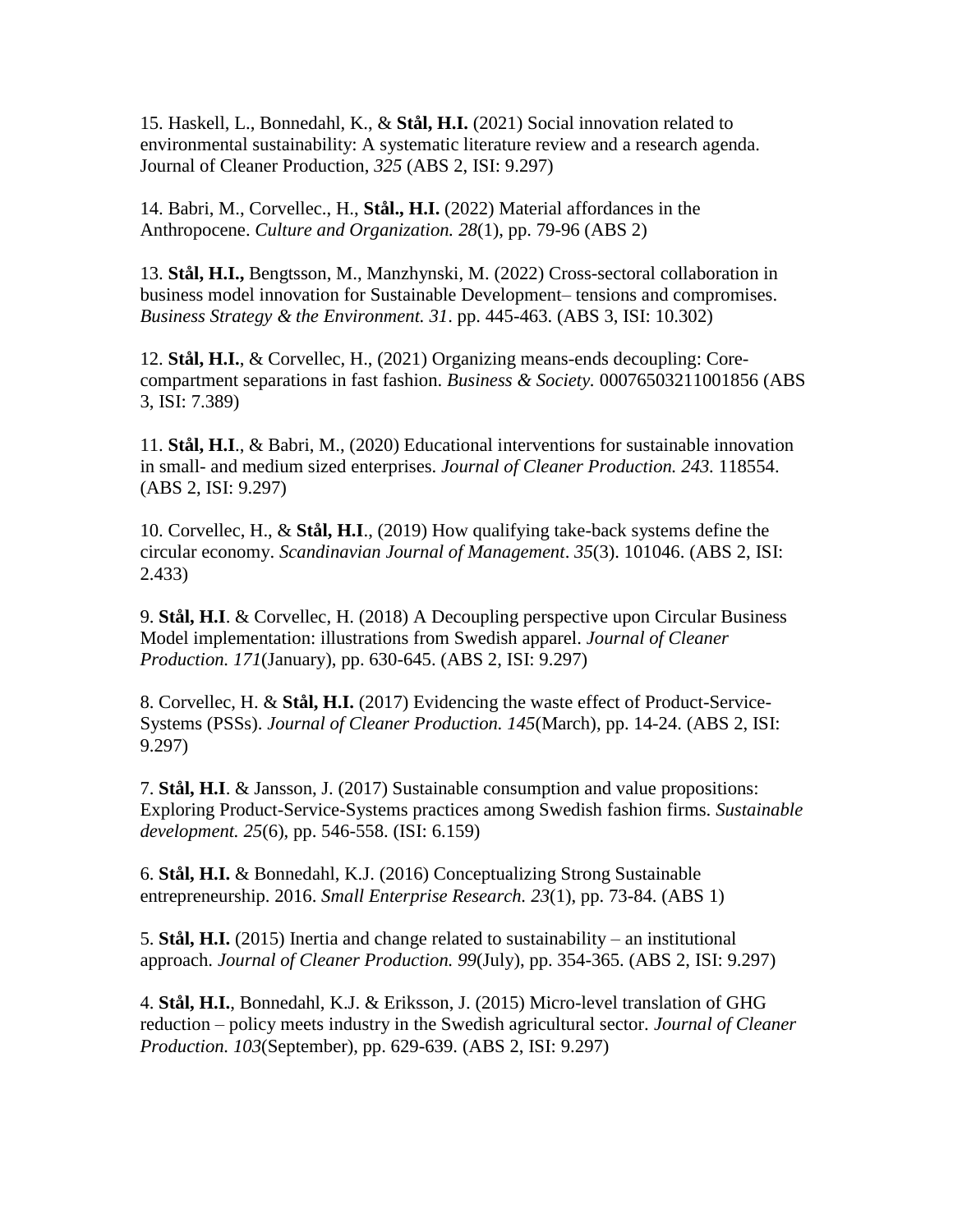15. Haskell, L., Bonnedahl, K., & **Stål, H.I.** (2021) Social innovation related to environmental sustainability: A systematic literature review and a research agenda. Journal of Cleaner Production, *325* (ABS 2, ISI: 9.297)

14. Babri, M., Corvellec., H., **Stål., H.I.** (2022) Material affordances in the Anthropocene. *Culture and Organization. 28*(1), pp. 79-96 (ABS 2)

13. **Stål, H.I.,** Bengtsson, M., Manzhynski, M. (2022) Cross-sectoral collaboration in business model innovation for Sustainable Development– tensions and compromises. *Business Strategy & the Environment. 31*. pp. 445-463. (ABS 3, ISI: 10.302)

12. **Stål, H.I.**, & Corvellec, H., (2021) Organizing means-ends decoupling: Core-compartment separations in fast fashion. *Business & Society.* 00076503211001856 (ABS 3, ISI: 7.389)

11. **Stål, H.I**., & Babri, M., (2020) Educational interventions for sustainable innovation in small- and medium sized enterprises. *Journal of Cleaner Production. 243.* 118554. (ABS 2, ISI: 9.297)

10. Corvellec, H., & **Stål, H.I**., (2019) How qualifying take-back systems define the circular economy. *Scandinavian Journal of Management*. *35*(3). 101046. (ABS 2, ISI: 2.433)

9. **Stål, H.I**. & Corvellec, H. (2018) A Decoupling perspective upon Circular Business Model implementation: illustrations from Swedish apparel. *Journal of Cleaner Production. 171*(January), pp. 630-645. (ABS 2, ISI: 9.297)

8. Corvellec, H. & **Stål, H.I.** (2017) Evidencing the waste effect of Product-Service-Systems (PSSs). *Journal of Cleaner Production. 145*(March), pp. 14-24. (ABS 2, ISI: 9.297)

7. **Stål, H.I**. & Jansson, J. (2017) Sustainable consumption and value propositions: Exploring Product-Service-Systems practices among Swedish fashion firms. *Sustainable development. 25*(6), pp. 546-558. (ISI: 6.159)

6. **Stål, H.I.** & Bonnedahl, K.J. (2016) Conceptualizing Strong Sustainable entrepreneurship. 2016. *Small Enterprise Research. 23*(1), pp. 73-84. (ABS 1)

5. **Stål, H.I.** (2015) Inertia and change related to sustainability – an institutional approach. *Journal of Cleaner Production. 99*(July), pp. 354-365. (ABS 2, ISI: 9.297)

4. **Stål, H.I.**, Bonnedahl, K.J. & Eriksson, J. (2015) Micro-level translation of GHG reduction – policy meets industry in the Swedish agricultural sector. *Journal of Cleaner Production. 103*(September), pp. 629-639. (ABS 2, ISI: 9.297)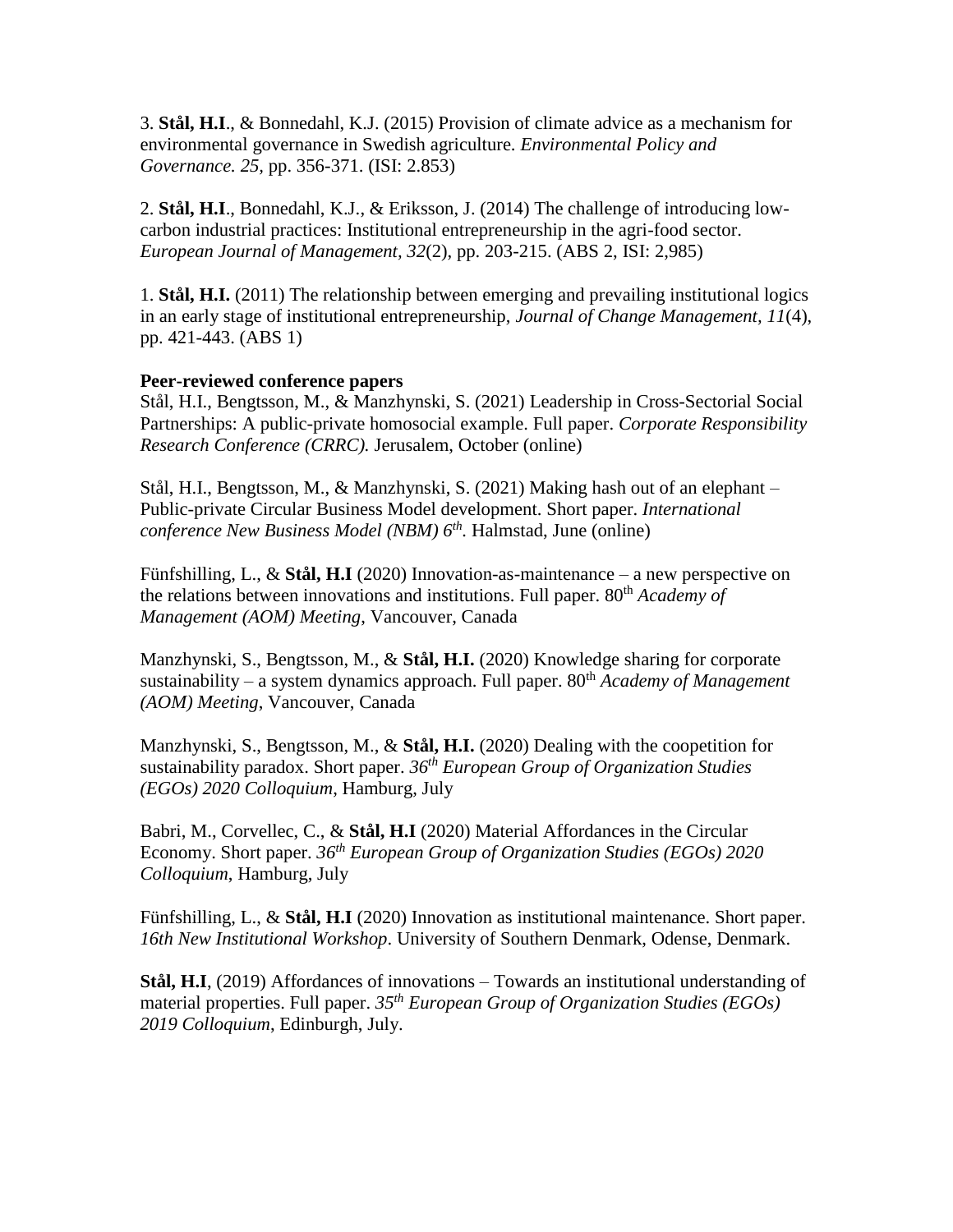3. **Stål, H.I**., & Bonnedahl, K.J. (2015) Provision of climate advice as a mechanism for environmental governance in Swedish agriculture. *Environmental Policy and Governance. 25,* pp. 356-371. (ISI: 2.853)

2. **Stål, H.I**., Bonnedahl, K.J., & Eriksson, J. (2014) The challenge of introducing low-carbon industrial practices: Institutional entrepreneurship in the agri-food sector. *European Journal of Management, 32*(2), pp. 203-215. (ABS 2, ISI: 2,985)

1. **Stål, H.I.** (2011) The relationship between emerging and prevailing institutional logics in an early stage of institutional entrepreneurship, *Journal of Change Management, 11*(4), pp. 421-443. (ABS 1)

**Peer-reviewed conference papers**

Stål, H.I., Bengtsson, M., & Manzhynski, S. (2021) Leadership in Cross-Sectorial Social Partnerships: A public-private homosocial example. Full paper. *Corporate Responsibility Research Conference (CRRC).* Jerusalem, October (online)

Stål, H.I., Bengtsson, M., & Manzhynski, S. (2021) Making hash out of an elephant – Public-private Circular Business Model development. Short paper. *International conference New Business Model (NBM) 6th.* Halmstad, June (online)

Fünfshilling, L., & **Stål, H.I** (2020) Innovation-as-maintenance – a new perspective on the relations between innovations and institutions. Full paper. 80th *Academy of Management (AOM) Meeting*, Vancouver, Canada

Manzhynski, S., Bengtsson, M., & **Stål, H.I.** (2020) Knowledge sharing for corporate sustainability – a system dynamics approach. Full paper. 80th *Academy of Management (AOM) Meeting*, Vancouver, Canada

Manzhynski, S., Bengtsson, M., & **Stål, H.I.** (2020) Dealing with the coopetition for sustainability paradox. Short paper. *36th European Group of Organization Studies (EGOs) 2020 Colloquium*, Hamburg, July

Babri, M., Corvellec, C., & **Stål, H.I** (2020) Material Affordances in the Circular Economy. Short paper. *36th European Group of Organization Studies (EGOs) 2020 Colloquium*, Hamburg, July

Fünfshilling, L., & **Stål, H.I** (2020) Innovation as institutional maintenance. Short paper. *16th New Institutional Workshop*. University of Southern Denmark, Odense, Denmark.

**Stål, H.I**, (2019) Affordances of innovations – Towards an institutional understanding of material properties. Full paper. *35th European Group of Organization Studies (EGOs) 2019 Colloquium*, Edinburgh, July.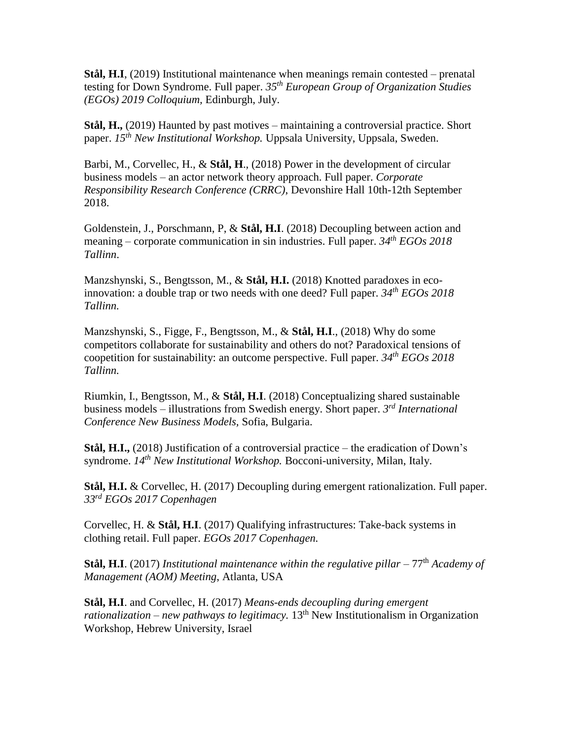**Stål, H.I**, (2019) Institutional maintenance when meanings remain contested – prenatal testing for Down Syndrome. Full paper. *35th European Group of Organization Studies (EGOs) 2019 Colloquium*, Edinburgh, July.

**Stål, H.,** (2019) Haunted by past motives – maintaining a controversial practice. Short paper. *15th New Institutional Workshop.* Uppsala University, Uppsala, Sweden.

Barbi, M., Corvellec, H., & **Stål, H**., (2018) Power in the development of circular business models – an actor network theory approach. Full paper. *Corporate Responsibility Research Conference (CRRC)*, Devonshire Hall 10th-12th September 2018.

Goldenstein, J., Porschmann, P, & **Stål, H.I**. (2018) Decoupling between action and meaning – corporate communication in sin industries. Full paper. *34th EGOs 2018 Tallinn*.

Manzshynski, S., Bengtsson, M., & **Stål, H.I.** (2018) Knotted paradoxes in eco-innovation: a double trap or two needs with one deed? Full paper. *34th EGOs 2018 Tallinn.*

Manzshynski, S., Figge, F., Bengtsson, M., & **Stål, H.I**., (2018) Why do some competitors collaborate for sustainability and others do not? Paradoxical tensions of coopetition for sustainability: an outcome perspective. Full paper. *34th EGOs 2018 Tallinn.*

Riumkin, I., Bengtsson, M., & **Stål, H.I**. (2018) Conceptualizing shared sustainable business models – illustrations from Swedish energy. Short paper. *3rd International Conference New Business Models*, Sofia, Bulgaria.

**Stål, H.I.,** (2018) Justification of a controversial practice – the eradication of Down's syndrome. *14th New Institutional Workshop.* Bocconi-university, Milan, Italy.

**Stål, H.I.** & Corvellec, H. (2017) Decoupling during emergent rationalization. Full paper. *33rd EGOs 2017 Copenhagen*

Corvellec, H. & **Stål, H.I**. (2017) Qualifying infrastructures: Take-back systems in clothing retail. Full paper. *EGOs 2017 Copenhagen.*

**Stål, H.I**. (2017) *Institutional maintenance within the regulative pillar* – 77th *Academy of Management (AOM) Meeting*, Atlanta, USA

**Stål, H.I**. and Corvellec, H. (2017) *Means-ends decoupling during emergent rationalization – new pathways to legitimacy.* 13th New Institutionalism in Organization Workshop, Hebrew University, Israel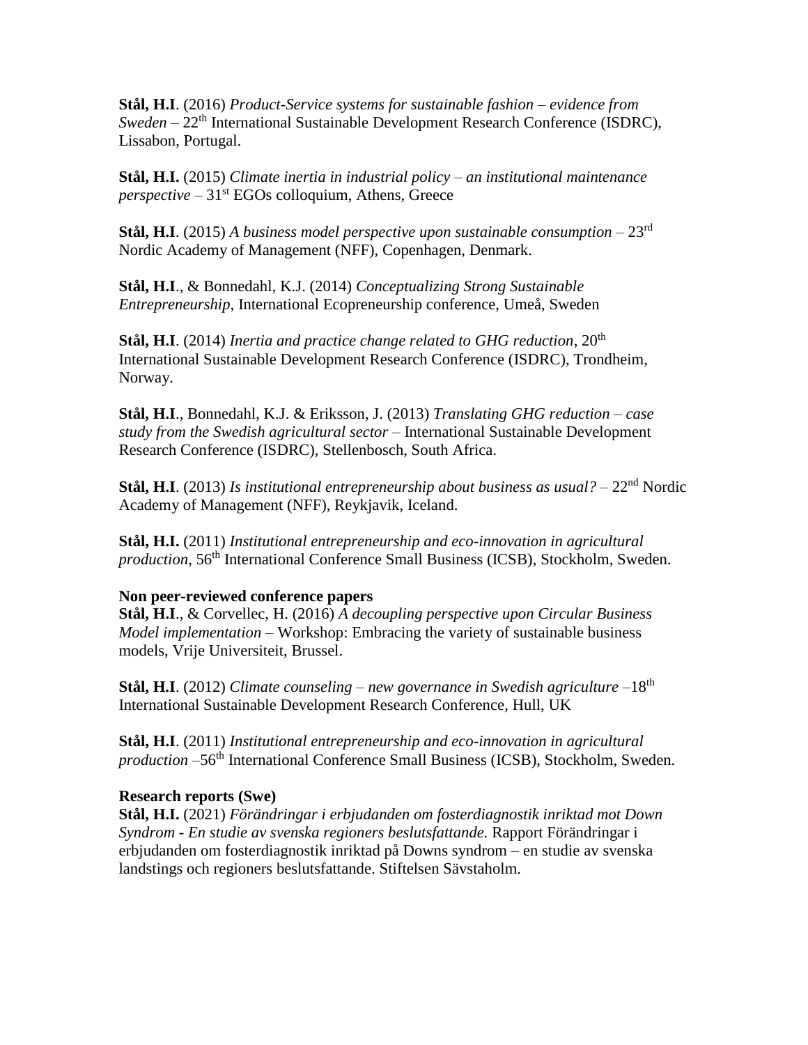**Stål, H.I**. (2016) *Product-Service systems for sustainable fashion – evidence from Sweden* – 22th International Sustainable Development Research Conference (ISDRC), Lissabon, Portugal.

**Stål, H.I.** (2015) *Climate inertia in industrial policy – an institutional maintenance perspective* – 31st EGOs colloquium, Athens, Greece

**Stål, H.I**. (2015) *A business model perspective upon sustainable consumption* – 23rd Nordic Academy of Management (NFF), Copenhagen, Denmark.

**Stål, H.I**., & Bonnedahl, K.J. (2014) *Conceptualizing Strong Sustainable Entrepreneurship*, International Ecopreneurship conference, Umeå, Sweden

**Stål, H.I**. (2014) *Inertia and practice change related to GHG reduction*, 20th International Sustainable Development Research Conference (ISDRC), Trondheim, Norway.

**Stål, H.I**., Bonnedahl, K.J. & Eriksson, J. (2013) *Translating GHG reduction – case study from the Swedish agricultural sector* – International Sustainable Development Research Conference (ISDRC), Stellenbosch, South Africa.

**Stål, H.I**. (2013) *Is institutional entrepreneurship about business as usual?* – 22nd Nordic Academy of Management (NFF), Reykjavik, Iceland.

**Stål, H.I.** (2011) *Institutional entrepreneurship and eco-innovation in agricultural production*, 56th International Conference Small Business (ICSB), Stockholm, Sweden.

**Non peer-reviewed conference papers**

**Stål, H.I**., & Corvellec, H. (2016) *A decoupling perspective upon Circular Business Model implementation* – Workshop: Embracing the variety of sustainable business models, Vrije Universiteit, Brussel.

**Stål, H.I**. (2012) *Climate counseling – new governance in Swedish agriculture* –18th International Sustainable Development Research Conference, Hull, UK

**Stål, H.I**. (2011) *Institutional entrepreneurship and eco-innovation in agricultural production* –56th International Conference Small Business (ICSB), Stockholm, Sweden.

**Research reports (Swe)**

**Stål, H.I.** (2021) *Förändringar i erbjudanden om fosterdiagnostik inriktad mot Down Syndrom - En studie av svenska regioners beslutsfattande.* Rapport Förändringar i erbjudanden om fosterdiagnostik inriktad på Downs syndrom – en studie av svenska landstings och regioners beslutsfattande. Stiftelsen Sävstaholm.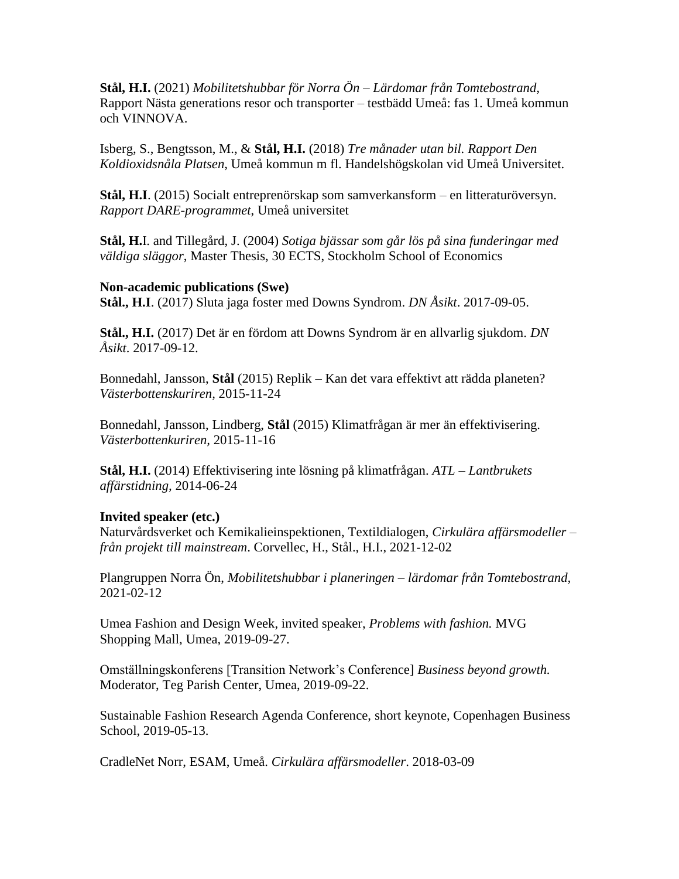**Stål, H.I.** (2021) *Mobilitetshubbar för Norra Ön – Lärdomar från Tomtebostrand*, Rapport Nästa generations resor och transporter – testbädd Umeå: fas 1. Umeå kommun och VINNOVA.

Isberg, S., Bengtsson, M., & **Stål, H.I.** (2018) *Tre månader utan bil. Rapport Den Koldioxidsnåla Platsen*, Umeå kommun m fl. Handelshögskolan vid Umeå Universitet.

**Stål, H.I**. (2015) Socialt entreprenörskap som samverkansform – en litteraturöversyn. *Rapport DARE-programmet*, Umeå universitet

**Stål, H.**I. and Tillegård, J. (2004) *Sotiga bjässar som går lös på sina funderingar med väldiga släggor*, Master Thesis, 30 ECTS, Stockholm School of Economics

**Non-academic publications (Swe)**

**Stål., H.I**. (2017) Sluta jaga foster med Downs Syndrom. *DN Åsikt*. 2017-09-05.

**Stål., H.I.** (2017) Det är en fördom att Downs Syndrom är en allvarlig sjukdom. *DN Åsikt*. 2017-09-12.

Bonnedahl, Jansson, **Stål** (2015) Replik – Kan det vara effektivt att rädda planeten? *Västerbottenskuriren*, 2015-11-24

Bonnedahl, Jansson, Lindberg, **Stål** (2015) Klimatfrågan är mer än effektivisering. *Västerbottenkuriren*, 2015-11-16

**Stål, H.I.** (2014) Effektivisering inte lösning på klimatfrågan. *ATL – Lantbrukets affärstidning*, 2014-06-24

**Invited speaker (etc.)**

Naturvårdsverket och Kemikalieinspektionen, Textildialogen, *Cirkulära affärsmodeller – från projekt till mainstream*. Corvellec, H., Stål., H.I., 2021-12-02

Plangruppen Norra Ön, *Mobilitetshubbar i planeringen – lärdomar från Tomtebostrand*, 2021-02-12

Umea Fashion and Design Week, invited speaker, *Problems with fashion.* MVG Shopping Mall, Umea, 2019-09-27.

Omställningskonferens [Transition Network's Conference] *Business beyond growth.* Moderator, Teg Parish Center, Umea, 2019-09-22.

Sustainable Fashion Research Agenda Conference, short keynote, Copenhagen Business School, 2019-05-13.

CradleNet Norr, ESAM, Umeå. *Cirkulära affärsmodeller*. 2018-03-09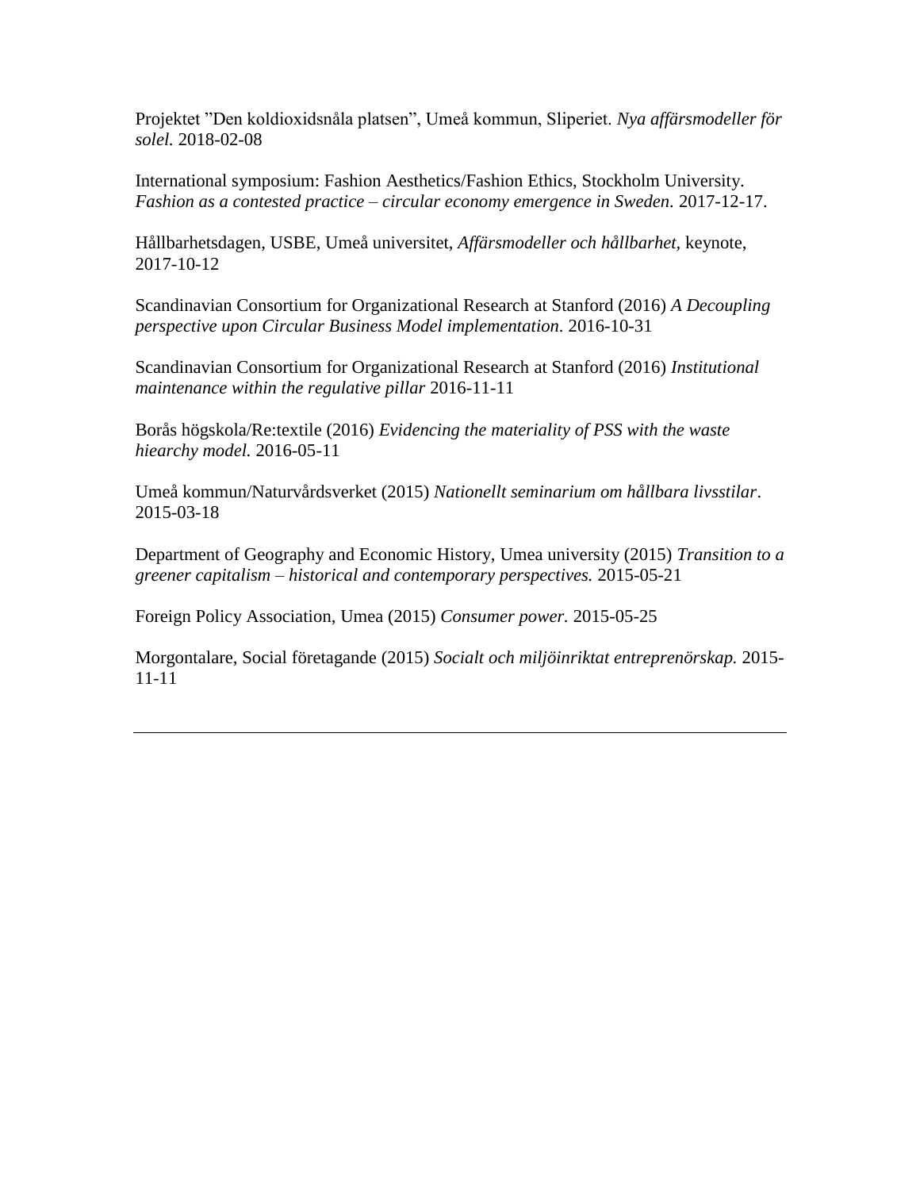Projektet ”Den koldioxidsnåla platsen”, Umeå kommun, Sliperiet. *Nya affärsmodeller för solel.* 2018-02-08

International symposium: Fashion Aesthetics/Fashion Ethics, Stockholm University. *Fashion as a contested practice – circular economy emergence in Sweden.* 2017-12-17.

Hållbarhetsdagen, USBE, Umeå universitet, *Affärsmodeller och hållbarhet,* keynote, 2017-10-12

Scandinavian Consortium for Organizational Research at Stanford (2016) *A Decoupling perspective upon Circular Business Model implementation.* 2016-10-31

Scandinavian Consortium for Organizational Research at Stanford (2016) *Institutional maintenance within the regulative pillar* 2016-11-11

Borås högskola/Re:textile (2016) *Evidencing the materiality of PSS with the waste hiearchy model.* 2016-05-11

Umeå kommun/Naturvårdsverket (2015) *Nationellt seminarium om hållbara livsstilar*. 2015-03-18

Department of Geography and Economic History, Umea university (2015) *Transition to a greener capitalism – historical and contemporary perspectives.* 2015-05-21

Foreign Policy Association, Umea (2015) *Consumer power.* 2015-05-25

Morgontalare, Social företagande (2015) *Socialt och miljöinriktat entreprenörskap.* 2015-11-11

---